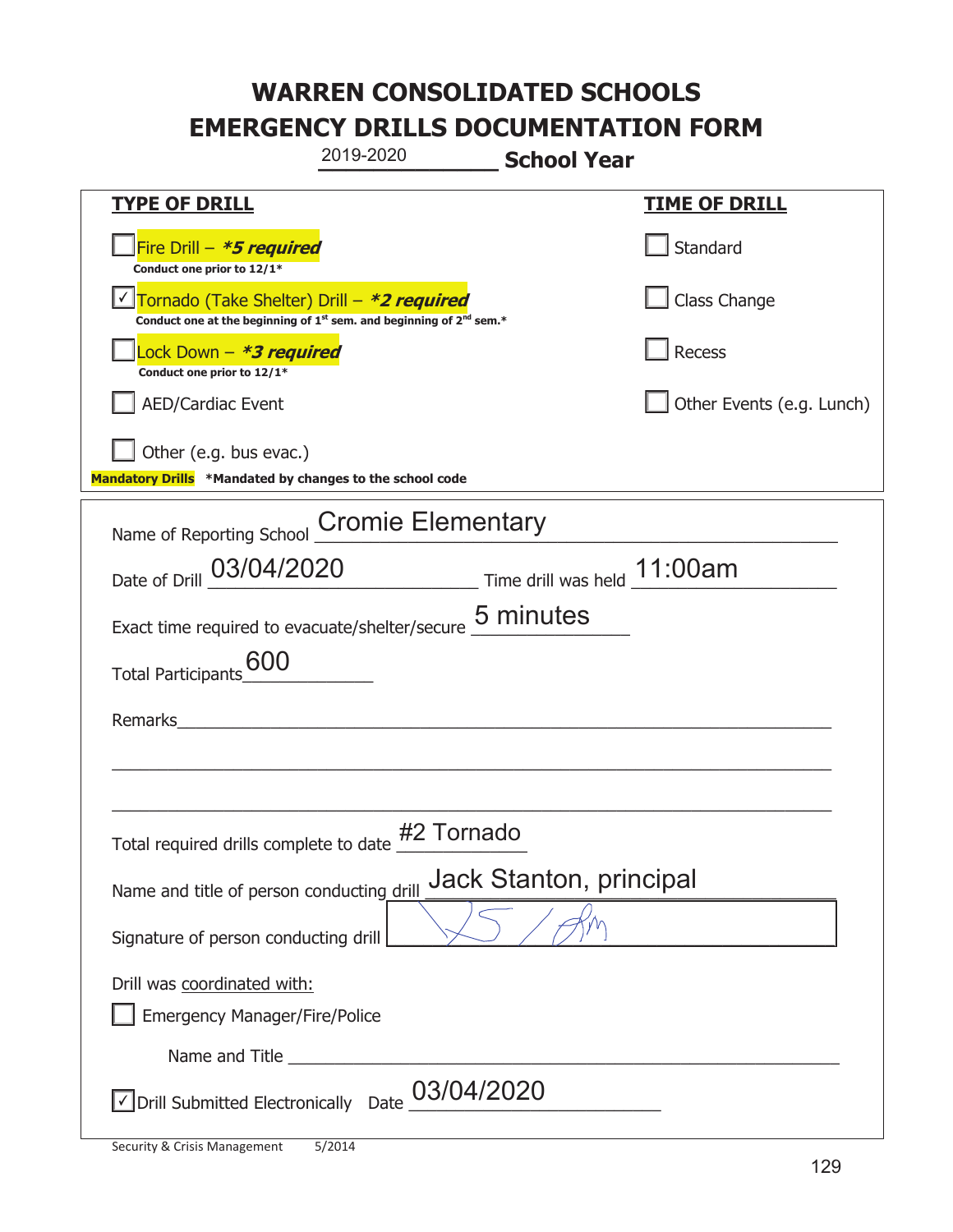# WARREN CONSOLIDATED SCHOOLS
# EMERGENCY DRILLS DOCUMENTATION FORM

2019-2020 **School Year**

| **TYPE OF DRILL** | **TIME OF DRILL** |
|---|---|
| ☐ Fire Drill – ***5 required*** <br> **Conduct one prior to 12/1*** | ☐ Standard |
| ☑ Tornado (Take Shelter) Drill – ***2 required*** <br> **Conduct one at the beginning of 1st sem. and beginning of 2nd sem.*** | ☐ Class Change |
| ☐ Lock Down – ***3 required*** <br> **Conduct one prior to 12/1*** | ☐ Recess |
| ☐ AED/Cardiac Event | ☐ Other Events (e.g. Lunch) |
| ☐ Other (e.g. bus evac.) | |

**Mandatory Drills** **\*Mandated by changes to the school code**

Name of Reporting School: Cromie Elementary

Date of Drill: 03/04/2020 Time drill was held: 11:00am

Exact time required to evacuate/shelter/secure: 5 minutes

Total Participants: 600

Remarks: ______________________________

Total required drills complete to date: #2 Tornado

Name and title of person conducting drill: Jack Stanton, principal

Signature of person conducting drill: [signature]

Drill was coordinated with:

☐ Emergency Manager/Fire/Police

Name and Title ______________________________

☑ Drill Submitted Electronically Date: 03/04/2020

Security & Crisis Management 5/2014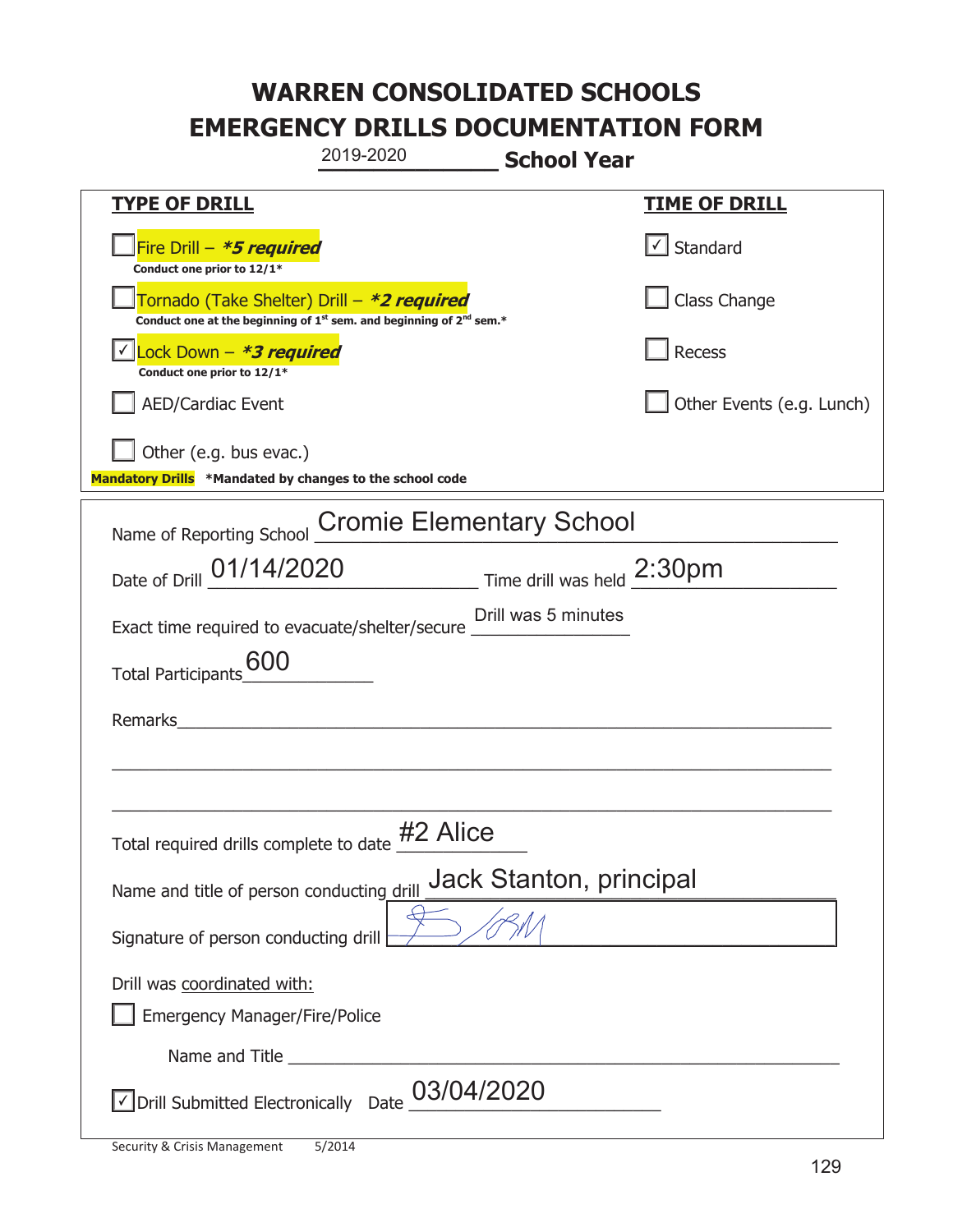# WARREN CONSOLIDATED SCHOOLS
# EMERGENCY DRILLS DOCUMENTATION FORM

2019-2020 **School Year**

| **TYPE OF DRILL** | **TIME OF DRILL** |
|---|---|
| ☐ Fire Drill – ***5 required*** <br> **Conduct one prior to 12/1*** | ☑ Standard |
| ☐ Tornado (Take Shelter) Drill – ***2 required*** <br> **Conduct one at the beginning of 1st sem. and beginning of 2nd sem.*** | ☐ Class Change |
| ☑ Lock Down – ***3 required*** <br> **Conduct one prior to 12/1*** | ☐ Recess |
| ☐ AED/Cardiac Event | ☐ Other Events (e.g. Lunch) |
| ☐ Other (e.g. bus evac.) | |

**Mandatory Drills** ***Mandated by changes to the school code**

Name of Reporting School: Cromie Elementary School

Date of Drill: 01/14/2020 Time drill was held: 2:30pm

Exact time required to evacuate/shelter/secure: Drill was 5 minutes

Total Participants: 600

Remarks: ______________________________

Total required drills complete to date: #2 Alice

Name and title of person conducting drill: Jack Stanton, principal

Signature of person conducting drill: [signature]

Drill was coordinated with:

☐ Emergency Manager/Fire/Police

Name and Title ______________________________

☑ Drill Submitted Electronically Date: 03/04/2020

Security & Crisis Management 5/2014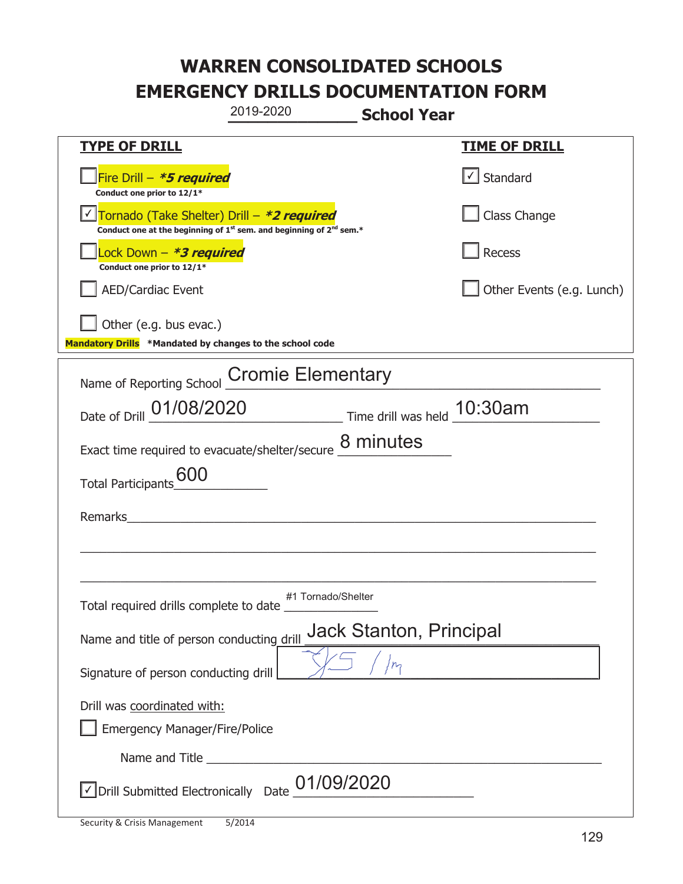# WARREN CONSOLIDATED SCHOOLS
# EMERGENCY DRILLS DOCUMENTATION FORM

2019-2020 **School Year**

| **TYPE OF DRILL** | **TIME OF DRILL** |
|---|---|
| ☐ Fire Drill – ***5 required*** <br> **Conduct one prior to 12/1*** | ☑ Standard |
| ☑ Tornado (Take Shelter) Drill – ***2 required*** <br> **Conduct one at the beginning of 1st sem. and beginning of 2nd sem.*** | ☐ Class Change |
| ☐ Lock Down – ***3 required*** <br> **Conduct one prior to 12/1*** | ☐ Recess |
| ☐ AED/Cardiac Event | ☐ Other Events (e.g. Lunch) |
| ☐ Other (e.g. bus evac.) | |

**Mandatory Drills** **\*Mandated by changes to the school code**

Name of Reporting School: Cromie Elementary

Date of Drill: 01/08/2020 Time drill was held: 10:30am

Exact time required to evacuate/shelter/secure: 8 minutes

Total Participants: 600

Remarks: ______________________________

Total required drills complete to date: #1 Tornado/Shelter

Name and title of person conducting drill: Jack Stanton, Principal

Signature of person conducting drill: [signature]

Drill was coordinated with:

☐ Emergency Manager/Fire/Police

Name and Title ______________________________

☑ Drill Submitted Electronically Date: 01/09/2020

Security & Crisis Management 5/2014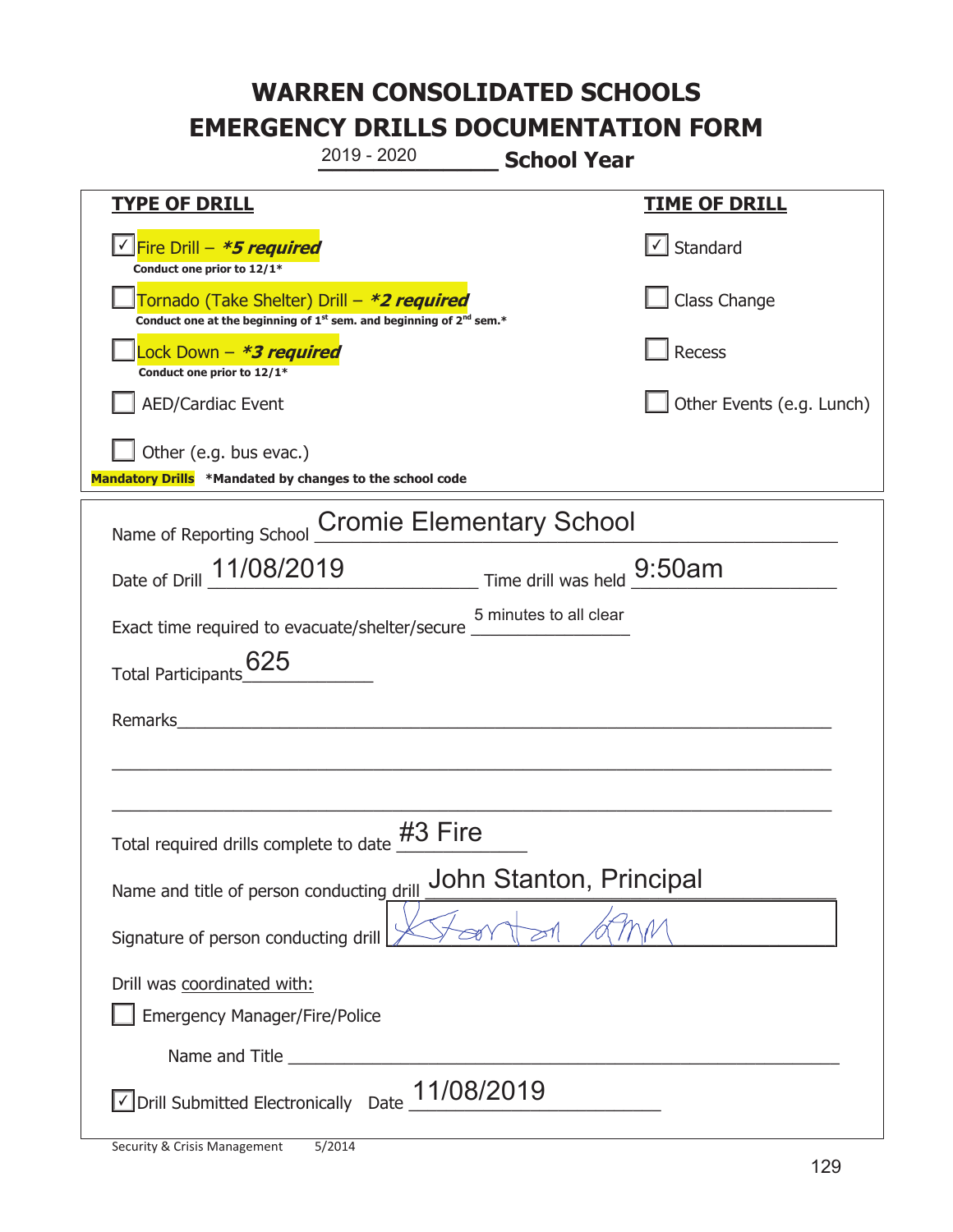# WARREN CONSOLIDATED SCHOOLS
# EMERGENCY DRILLS DOCUMENTATION FORM

2019 - 2020 **School Year**

| **TYPE OF DRILL** | **TIME OF DRILL** |
|---|---|
| ☑ Fire Drill – ***5 required*** <br> **Conduct one prior to 12/1*** | ☑ Standard |
| ☐ Tornado (Take Shelter) Drill – ***2 required*** <br> **Conduct one at the beginning of 1st sem. and beginning of 2nd sem.*** | ☐ Class Change |
| ☐ Lock Down – ***3 required*** <br> **Conduct one prior to 12/1*** | ☐ Recess |
| ☐ AED/Cardiac Event | ☐ Other Events (e.g. Lunch) |
| ☐ Other (e.g. bus evac.) | |

**Mandatory Drills** ***Mandated by changes to the school code**

Name of Reporting School: Cromie Elementary School

Date of Drill: 11/08/2019 Time drill was held: 9:50am

Exact time required to evacuate/shelter/secure: 5 minutes to all clear

Total Participants: 625

Remarks: ______________________________

Total required drills complete to date: #3 Fire

Name and title of person conducting drill: John Stanton, Principal

Signature of person conducting drill: [signature]

Drill was coordinated with:

☐ Emergency Manager/Fire/Police

Name and Title ______________________________

☑ Drill Submitted Electronically Date: 11/08/2019

Security & Crisis Management 5/2014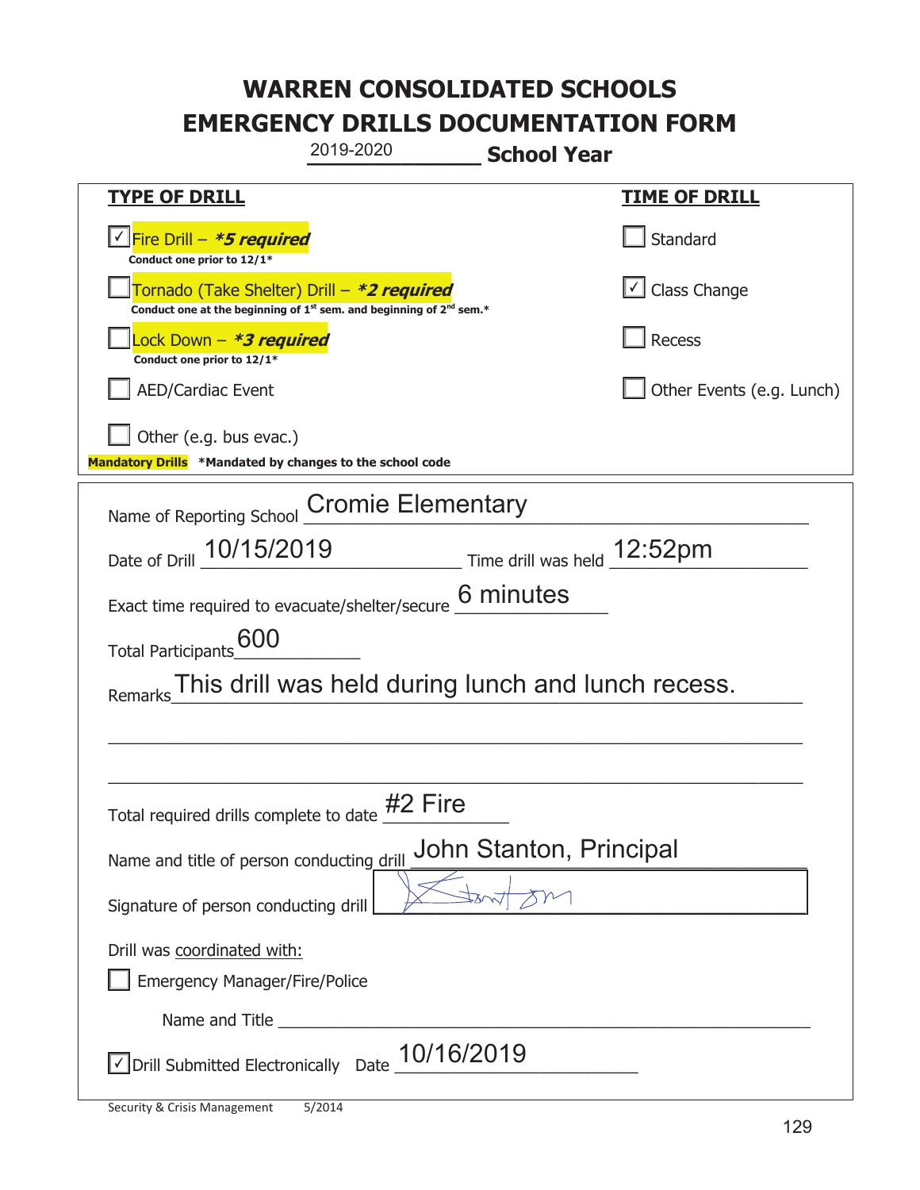# WARREN CONSOLIDATED SCHOOLS
# EMERGENCY DRILLS DOCUMENTATION FORM

2019-2020 **School Year**

| **TYPE OF DRILL** | **TIME OF DRILL** |
|---|---|
| ☑ Fire Drill – ***5 required*** <br> **Conduct one prior to 12/1*** | ☐ Standard |
| ☐ Tornado (Take Shelter) Drill – ***2 required*** <br> **Conduct one at the beginning of 1st sem. and beginning of 2nd sem.*** | ☑ Class Change |
| ☐ Lock Down – ***3 required*** <br> **Conduct one prior to 12/1*** | ☐ Recess |
| ☐ AED/Cardiac Event | ☐ Other Events (e.g. Lunch) |
| ☐ Other (e.g. bus evac.) | |

**Mandatory Drills** **\*Mandated by changes to the school code**

Name of Reporting School: Cromie Elementary

Date of Drill: 10/15/2019 Time drill was held: 12:52pm

Exact time required to evacuate/shelter/secure: 6 minutes

Total Participants: 600

Remarks: This drill was held during lunch and lunch recess.

Total required drills complete to date: #2 Fire

Name and title of person conducting drill: John Stanton, Principal

Signature of person conducting drill: [signature]

Drill was coordinated with:

☐ Emergency Manager/Fire/Police

Name and Title: ____________________

☑ Drill Submitted Electronically Date: 10/16/2019

Security & Crisis Management 5/2014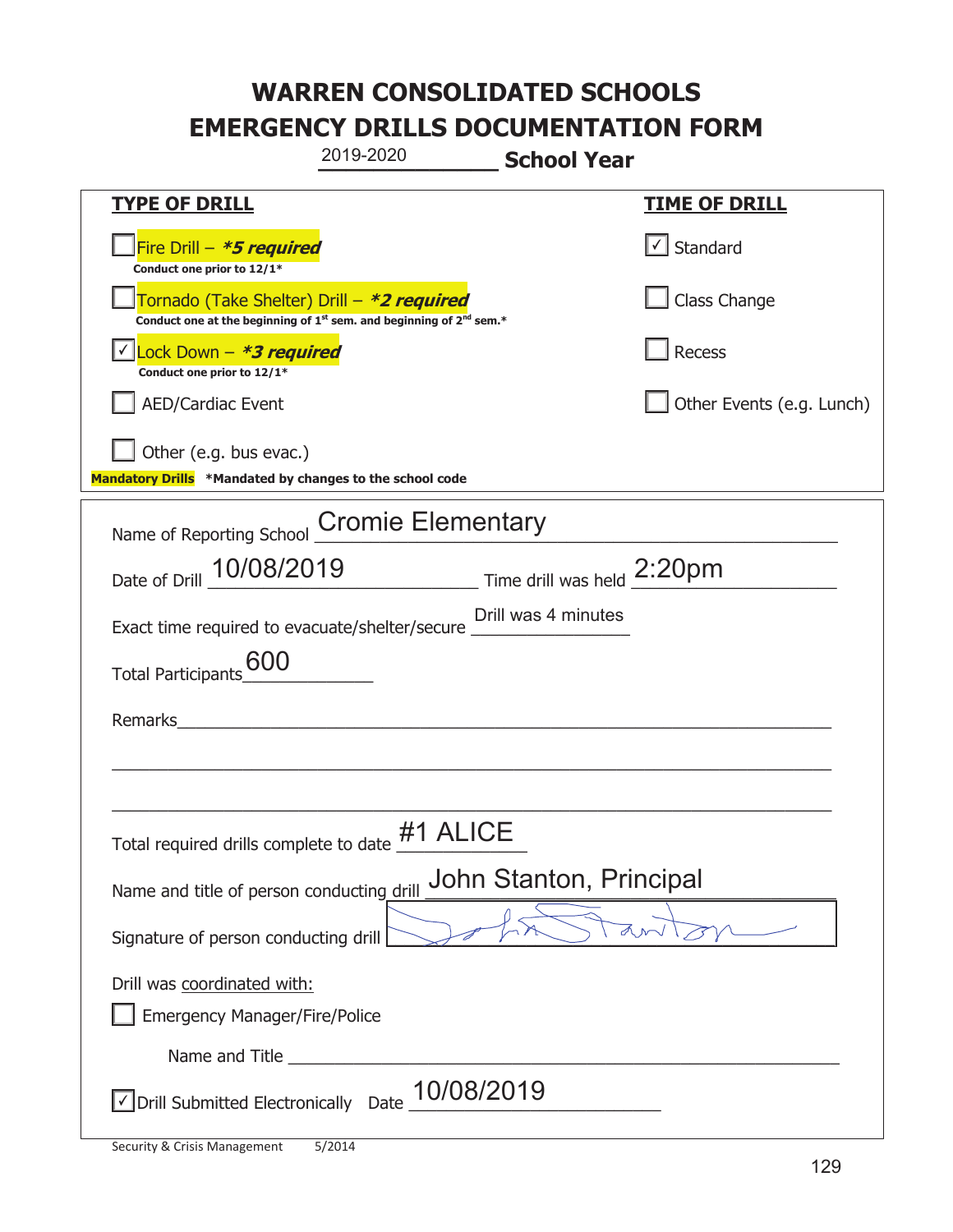# WARREN CONSOLIDATED SCHOOLS
# EMERGENCY DRILLS DOCUMENTATION FORM

2019-2020 **School Year**

| **TYPE OF DRILL** | **TIME OF DRILL** |
|---|---|
| ☐ Fire Drill – ***\*5 required*** <br> **Conduct one prior to 12/1\*** | ☑ Standard |
| ☐ Tornado (Take Shelter) Drill – ***\*2 required*** <br> **Conduct one at the beginning of 1st sem. and beginning of 2nd sem.\*** | ☐ Class Change |
| ☑ Lock Down – ***\*3 required*** <br> **Conduct one prior to 12/1\*** | ☐ Recess |
| ☐ AED/Cardiac Event | ☐ Other Events (e.g. Lunch) |
| ☐ Other (e.g. bus evac.) | |

**Mandatory Drills** **\*Mandated by changes to the school code**

Name of Reporting School: Cromie Elementary

Date of Drill: 10/08/2019 Time drill was held: 2:20pm

Exact time required to evacuate/shelter/secure: Drill was 4 minutes

Total Participants: 600

Remarks: ______

Total required drills complete to date: #1 ALICE

Name and title of person conducting drill: John Stanton, Principal

Signature of person conducting drill: [signature]

Drill was coordinated with:

☐ Emergency Manager/Fire/Police

Name and Title ______

☑ Drill Submitted Electronically Date: 10/08/2019

Security & Crisis Management 5/2014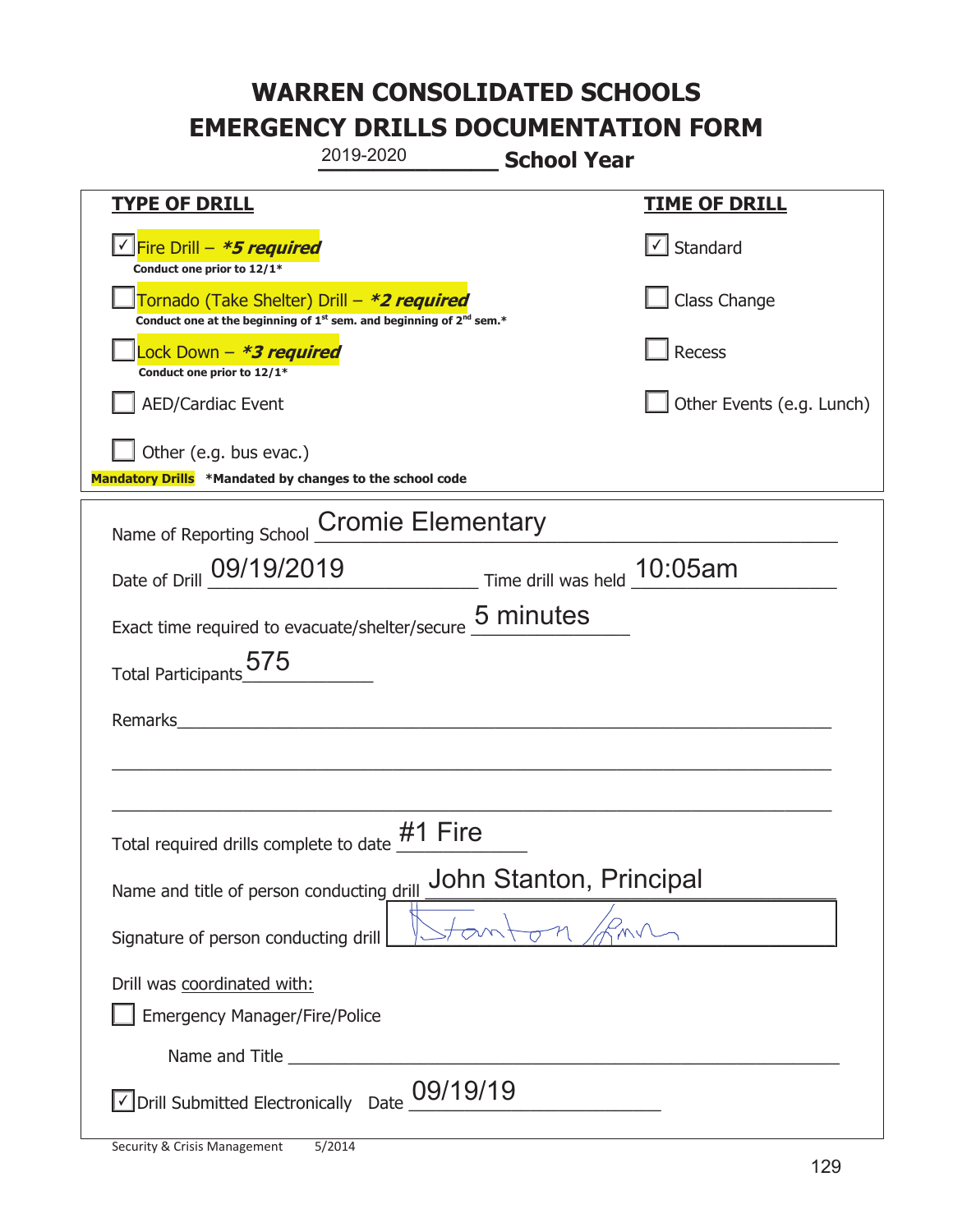# WARREN CONSOLIDATED SCHOOLS
# EMERGENCY DRILLS DOCUMENTATION FORM

2019-2020 **School Year**

| **TYPE OF DRILL** | **TIME OF DRILL** |
|---|---|
| ☑ Fire Drill – ***5 required*** <br> **Conduct one prior to 12/1*** | ☑ Standard |
| ☐ Tornado (Take Shelter) Drill – ***2 required*** <br> **Conduct one at the beginning of 1st sem. and beginning of 2nd sem.*** | ☐ Class Change |
| ☐ Lock Down – ***3 required*** <br> **Conduct one prior to 12/1*** | ☐ Recess |
| ☐ AED/Cardiac Event | ☐ Other Events (e.g. Lunch) |
| ☐ Other (e.g. bus evac.) | |

**Mandatory Drills** **\*Mandated by changes to the school code**

Name of Reporting School: Cromie Elementary

Date of Drill: 09/19/2019 Time drill was held: 10:05am

Exact time required to evacuate/shelter/secure: 5 minutes

Total Participants: 575

Remarks: ____________________

Total required drills complete to date: #1 Fire

Name and title of person conducting drill: John Stanton, Principal

Signature of person conducting drill: Stanton [signature]

Drill was coordinated with:

☐ Emergency Manager/Fire/Police

Name and Title ____________________

☑ Drill Submitted Electronically Date: 09/19/19

Security & Crisis Management 5/2014